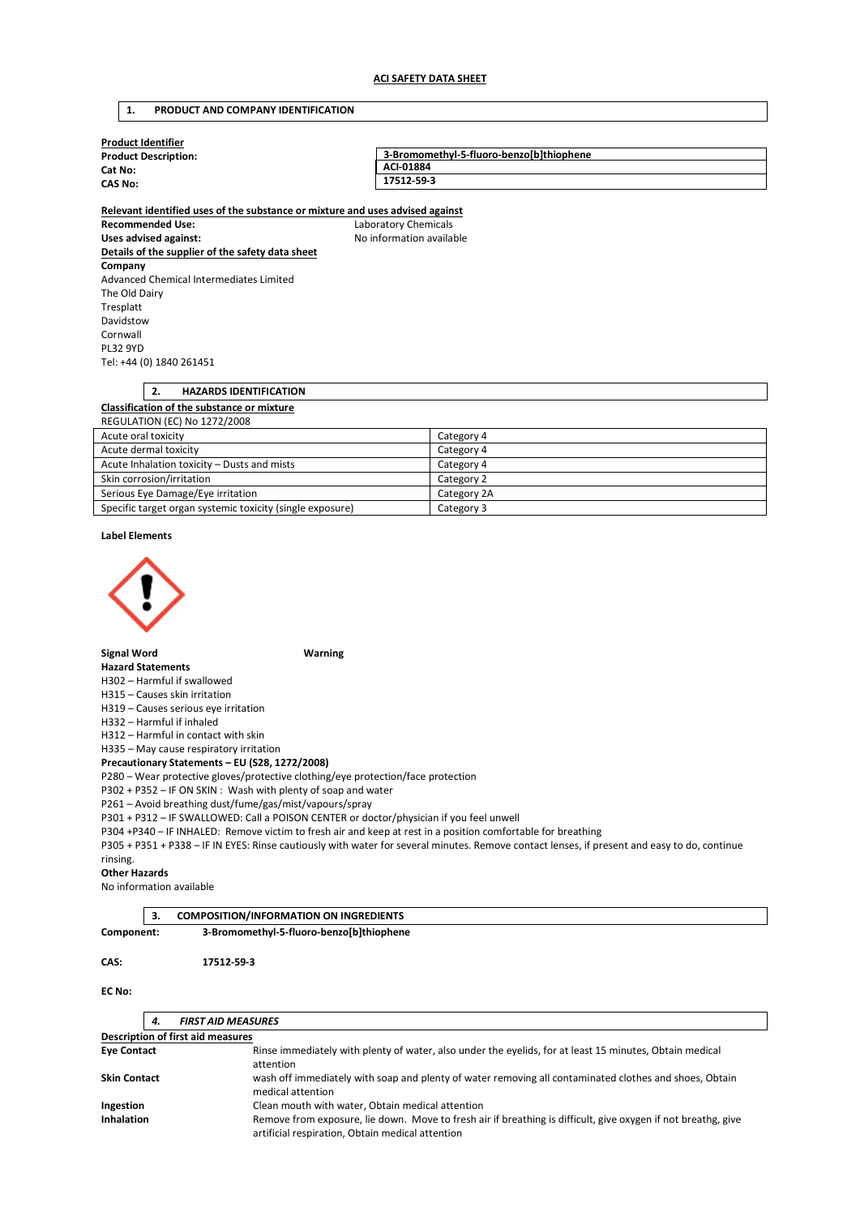**ACI SAFETY DATA SHEET**

## 1. PRODUCT AND COMPANY IDENTIFICATION

**Product Identifier**

| | |
|---|---|
| **Product Description:** | **3-Bromomethyl-5-fluoro-benzo[b]thiophene** |
| **Cat No:** | **ACI-01884** |
| **CAS No:** | **17512-59-3** |

**Relevant identified uses of the substance or mixture and uses advised against**

**Recommended Use:** Laboratory Chemicals

**Uses advised against:** No information available

**Details of the supplier of the safety data sheet**

**Company**

Advanced Chemical Intermediates Limited
The Old Dairy
Tresplatt
Davidstow
Cornwall
PL32 9YD
Tel: +44 (0) 1840 261451

## 2. HAZARDS IDENTIFICATION

**Classification of the substance or mixture**

REGULATION (EC) No 1272/2008

| | |
|---|---|
| Acute oral toxicity | Category 4 |
| Acute dermal toxicity | Category 4 |
| Acute Inhalation toxicity – Dusts and mists | Category 4 |
| Skin corrosion/irritation | Category 2 |
| Serious Eye Damage/Eye irritation | Category 2A |
| Specific target organ systemic toxicity (single exposure) | Category 3 |

**Label Elements**

**Signal Word** **Warning**

**Hazard Statements**

H302 – Harmful if swallowed
H315 – Causes skin irritation
H319 – Causes serious eye irritation
H332 – Harmful if inhaled
H312 – Harmful in contact with skin
H335 – May cause respiratory irritation

**Precautionary Statements – EU (S28, 1272/2008)**

P280 – Wear protective gloves/protective clothing/eye protection/face protection
P302 + P352 – IF ON SKIN : Wash with plenty of soap and water
P261 – Avoid breathing dust/fume/gas/mist/vapours/spray
P301 + P312 – IF SWALLOWED: Call a POISON CENTER or doctor/physician if you feel unwell
P304 +P340 – IF INHALED: Remove victim to fresh air and keep at rest in a position comfortable for breathing
P305 + P351 + P338 – IF IN EYES: Rinse cautiously with water for several minutes. Remove contact lenses, if present and easy to do, continue rinsing.

**Other Hazards**

No information available

## 3. COMPOSITION/INFORMATION ON INGREDIENTS

**Component:** **3-Bromomethyl-5-fluoro-benzo[b]thiophene**

**CAS:** **17512-59-3**

**EC No:**

## 4. *FIRST AID MEASURES*

**Description of first aid measures**

| | |
|---|---|
| **Eye Contact** | Rinse immediately with plenty of water, also under the eyelids, for at least 15 minutes, Obtain medical attention |
| **Skin Contact** | wash off immediately with soap and plenty of water removing all contaminated clothes and shoes, Obtain medical attention |
| **Ingestion** | Clean mouth with water, Obtain medical attention |
| **Inhalation** | Remove from exposure, lie down. Move to fresh air if breathing is difficult, give oxygen if not breathg, give artificial respiration, Obtain medical attention |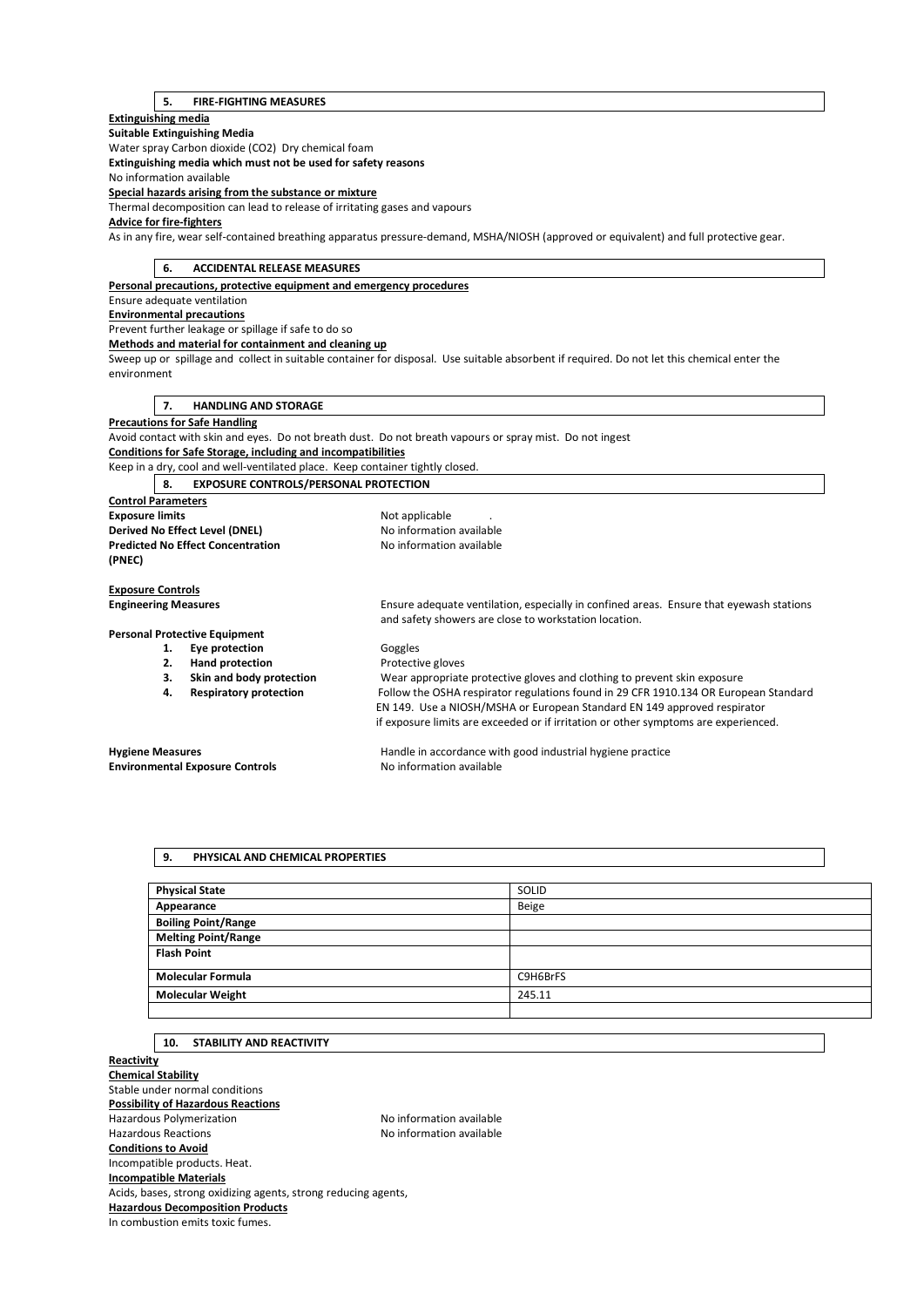## 5. FIRE-FIGHTING MEASURES

**Extinguishing media**

**Suitable Extinguishing Media**

Water spray Carbon dioxide ($CO_2$) Dry chemical foam

**Extinguishing media which must not be used for safety reasons**

No information available

**Special hazards arising from the substance or mixture**

Thermal decomposition can lead to release of irritating gases and vapours

**Advice for fire-fighters**

As in any fire, wear self-contained breathing apparatus pressure-demand, MSHA/NIOSH (approved or equivalent) and full protective gear.

## 6. ACCIDENTAL RELEASE MEASURES

**Personal precautions, protective equipment and emergency procedures**

Ensure adequate ventilation

**Environmental precautions**

Prevent further leakage or spillage if safe to do so

**Methods and material for containment and cleaning up**

Sweep up or spillage and collect in suitable container for disposal. Use suitable absorbent if required. Do not let this chemical enter the environment

## 7. HANDLING AND STORAGE

**Precautions for Safe Handling**

Avoid contact with skin and eyes. Do not breath dust. Do not breath vapours or spray mist. Do not ingest

**Conditions for Safe Storage, including and incompatibilities**

Keep in a dry, cool and well-ventilated place. Keep container tightly closed.

## 8. EXPOSURE CONTROLS/PERSONAL PROTECTION

**Control Parameters**

**Exposure limits** Not applicable .

**Derived No Effect Level (DNEL)** No information available

**Predicted No Effect Concentration (PNEC)** No information available

**Exposure Controls**

**Engineering Measures** Ensure adequate ventilation, especially in confined areas. Ensure that eyewash stations and safety showers are close to workstation location.

**Personal Protective Equipment**

1. **Eye protection** Goggles
2. **Hand protection** Protective gloves
3. **Skin and body protection** Wear appropriate protective gloves and clothing to prevent skin exposure
4. **Respiratory protection** Follow the OSHA respirator regulations found in 29 CFR 1910.134 OR European Standard EN 149. Use a NIOSH/MSHA or European Standard EN 149 approved respirator if exposure limits are exceeded or if irritation or other symptoms are experienced.

**Hygiene Measures** Handle in accordance with good industrial hygiene practice

**Environmental Exposure Controls** No information available

## 9. PHYSICAL AND CHEMICAL PROPERTIES

| **Physical State** | SOLID |
|---|---|
| **Appearance** | Beige |
| **Boiling Point/Range** | |
| **Melting Point/Range** | |
| **Flash Point** | |
| **Molecular Formula** | C9H6BrFS |
| **Molecular Weight** | 245.11 |
| | |

## 10. STABILITY AND REACTIVITY

**Reactivity**

**Chemical Stability**

Stable under normal conditions

**Possibility of Hazardous Reactions**

Hazardous Polymerization No information available

Hazardous Reactions No information available

**Conditions to Avoid**

Incompatible products. Heat.

**Incompatible Materials**

Acids, bases, strong oxidizing agents, strong reducing agents,

**Hazardous Decomposition Products**

In combustion emits toxic fumes.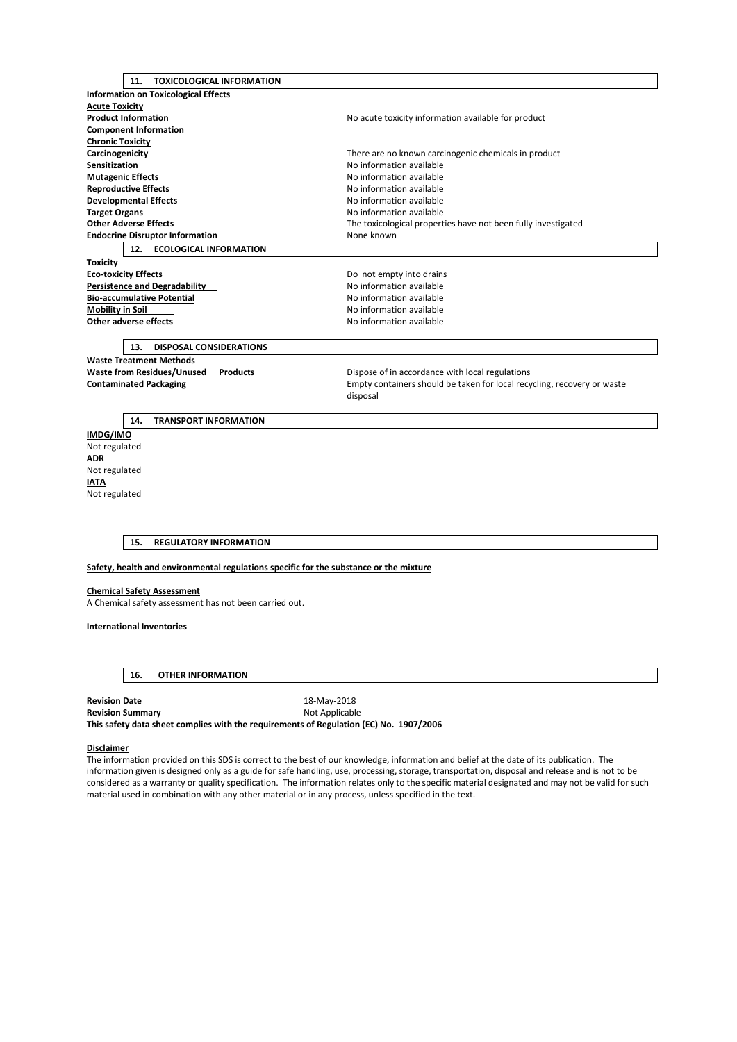## 11. TOXICOLOGICAL INFORMATION

**Information on Toxicological Effects**

**Acute Toxicity**

| | |
|---|---|
| **Product Information** | No acute toxicity information available for product |
| **Component Information** | |

**Chronic Toxicity**

| | |
|---|---|
| **Carcinogenicity** | There are no known carcinogenic chemicals in product |
| **Sensitization** | No information available |
| **Mutagenic Effects** | No information available |
| **Reproductive Effects** | No information available |
| **Developmental Effects** | No information available |
| **Target Organs** | No information available |
| **Other Adverse Effects** | The toxicological properties have not been fully investigated |
| **Endocrine Disruptor Information** | None known |

## 12. ECOLOGICAL INFORMATION

**Toxicity**

| | |
|---|---|
| **Eco-toxicity Effects** | Do not empty into drains |
| **Persistence and Degradability** | No information available |
| **Bio-accumulative Potential** | No information available |
| **Mobility in Soil** | No information available |
| **Other adverse effects** | No information available |

## 13. DISPOSAL CONSIDERATIONS

**Waste Treatment Methods**

| | |
|---|---|
| **Waste from Residues/Unused Products** | Dispose of in accordance with local regulations |
| **Contaminated Packaging** | Empty containers should be taken for local recycling, recovery or waste disposal |

## 14. TRANSPORT INFORMATION

**IMDG/IMO**

Not regulated

**ADR**

Not regulated

**IATA**

Not regulated

## 15. REGULATORY INFORMATION

**Safety, health and environmental regulations specific for the substance or the mixture**

**Chemical Safety Assessment**

A Chemical safety assessment has not been carried out.

**International Inventories**

## 16. OTHER INFORMATION

| | |
|---|---|
| **Revision Date** | 18-May-2018 |
| **Revision Summary** | Not Applicable |

**This safety data sheet complies with the requirements of Regulation (EC) No. 1907/2006**

**Disclaimer**

The information provided on this SDS is correct to the best of our knowledge, information and belief at the date of its publication. The information given is designed only as a guide for safe handling, use, processing, storage, transportation, disposal and release and is not to be considered as a warranty or quality specification. The information relates only to the specific material designated and may not be valid for such material used in combination with any other material or in any process, unless specified in the text.